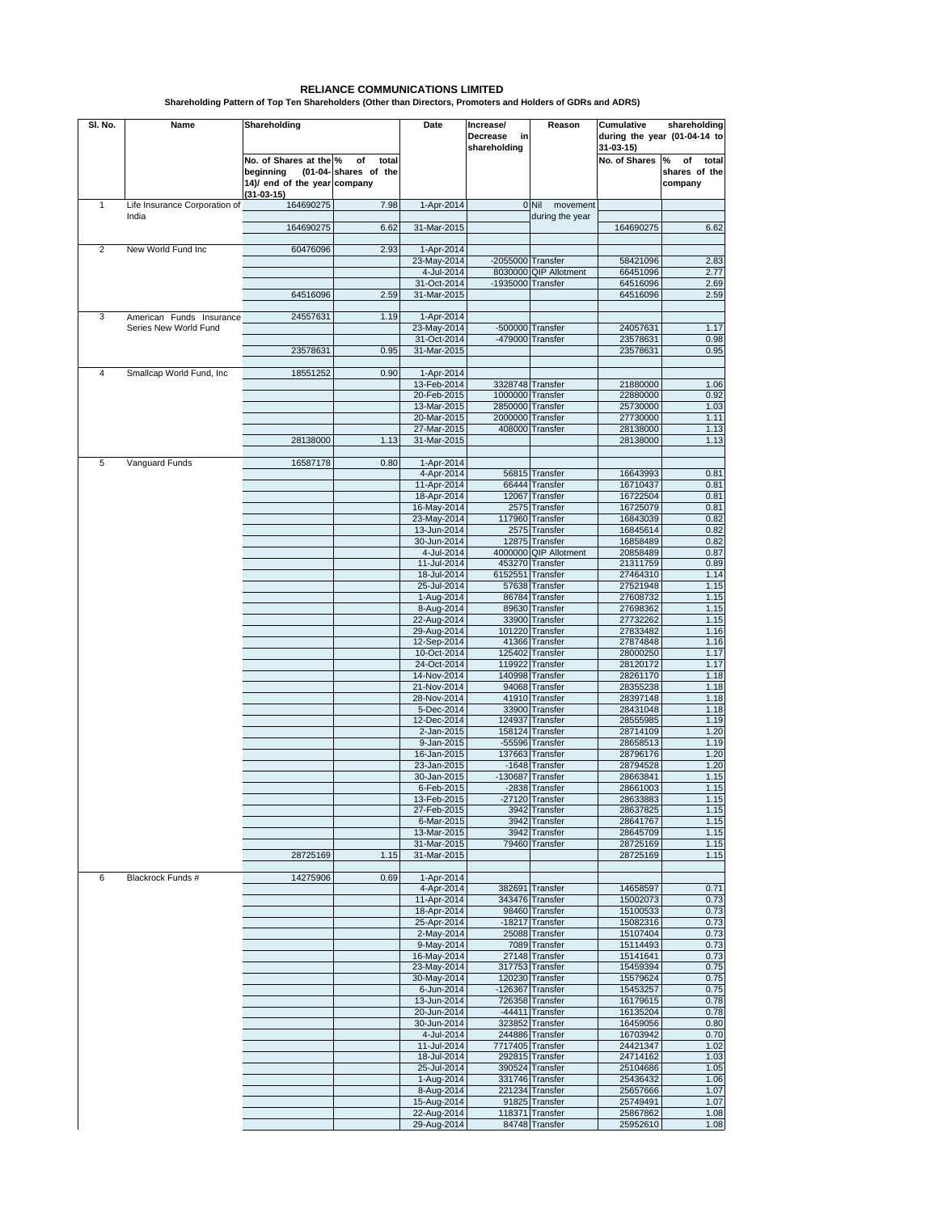# RELIANCE COMMUNICATIONS LIMITED

**Shareholding Pattern of Top Ten Shareholders (Other than Directors, Promoters and Holders of GDRs and ADRS)**

| Sl. No. | Name | Shareholding | | Date | Increase/ Decrease in shareholding | Reason | Cumulative shareholding during the year (01-04-14 to 31-03-15) | |
|---|---|---|---|---|---|---|---|---|
| | | No. of Shares at the beginning (01-04-14)/ end of the year (31-03-15) | % of total shares of the company | | | | No. of Shares | % of total shares of the company |
| 1 | Life Insurance Corporation of India | 164690275 | 7.98 | 1-Apr-2014 | 0 | Nil movement during the year | | |
| | | 164690275 | 6.62 | 31-Mar-2015 | | | 164690275 | 6.62 |
| 2 | New World Fund Inc | 60476096 | 2.93 | 1-Apr-2014 | | | | |
| | | | | 23-May-2014 | -2055000 | Transfer | 58421096 | 2.83 |
| | | | | 4-Jul-2014 | 8030000 | QIP Allotment | 66451096 | 2.77 |
| | | | | 31-Oct-2014 | -1935000 | Transfer | 64516096 | 2.69 |
| | | 64516096 | 2.59 | 31-Mar-2015 | | | 64516096 | 2.59 |
| 3 | American Funds Insurance Series New World Fund | 24557631 | 1.19 | 1-Apr-2014 | | | | |
| | | | | 23-May-2014 | -500000 | Transfer | 24057631 | 1.17 |
| | | | | 31-Oct-2014 | -479000 | Transfer | 23578631 | 0.98 |
| | | 23578631 | 0.95 | 31-Mar-2015 | | | 23578631 | 0.95 |
| 4 | Smallcap World Fund, Inc | 18551252 | 0.90 | 1-Apr-2014 | | | | |
| | | | | 13-Feb-2014 | 3328748 | Transfer | 21880000 | 1.06 |
| | | | | 20-Feb-2015 | 1000000 | Transfer | 22880000 | 0.92 |
| | | | | 13-Mar-2015 | 2850000 | Transfer | 25730000 | 1.03 |
| | | | | 20-Mar-2015 | 2000000 | Transfer | 27730000 | 1.11 |
| | | | | 27-Mar-2015 | 408000 | Transfer | 28138000 | 1.13 |
| | | 28138000 | 1.13 | 31-Mar-2015 | | | 28138000 | 1.13 |
| 5 | Vanguard Funds | 16587178 | 0.80 | 1-Apr-2014 | | | | |
| | | | | 4-Apr-2014 | 56815 | Transfer | 16643993 | 0.81 |
| | | | | 11-Apr-2014 | 66444 | Transfer | 16710437 | 0.81 |
| | | | | 18-Apr-2014 | 12067 | Transfer | 16722504 | 0.81 |
| | | | | 16-May-2014 | 2575 | Transfer | 16725079 | 0.81 |
| | | | | 23-May-2014 | 117960 | Transfer | 16843039 | 0.82 |
| | | | | 13-Jun-2014 | 2575 | Transfer | 16845614 | 0.82 |
| | | | | 30-Jun-2014 | 12875 | Transfer | 16858489 | 0.82 |
| | | | | 4-Jul-2014 | 4000000 | QIP Allotment | 20858489 | 0.87 |
| | | | | 11-Jul-2014 | 453270 | Transfer | 21311759 | 0.89 |
| | | | | 18-Jul-2014 | 6152551 | Transfer | 27464310 | 1.14 |
| | | | | 25-Jul-2014 | 57638 | Transfer | 27521948 | 1.15 |
| | | | | 1-Aug-2014 | 86784 | Transfer | 27608732 | 1.15 |
| | | | | 8-Aug-2014 | 89630 | Transfer | 27698362 | 1.15 |
| | | | | 22-Aug-2014 | 33900 | Transfer | 27732262 | 1.15 |
| | | | | 29-Aug-2014 | 101220 | Transfer | 27833482 | 1.16 |
| | | | | 12-Sep-2014 | 41366 | Transfer | 27874848 | 1.16 |
| | | | | 10-Oct-2014 | 125402 | Transfer | 28000250 | 1.17 |
| | | | | 24-Oct-2014 | 119922 | Transfer | 28120172 | 1.17 |
| | | | | 14-Nov-2014 | 140998 | Transfer | 28261170 | 1.18 |
| | | | | 21-Nov-2014 | 94068 | Transfer | 28355238 | 1.18 |
| | | | | 28-Nov-2014 | 41910 | Transfer | 28397148 | 1.18 |
| | | | | 5-Dec-2014 | 33900 | Transfer | 28431048 | 1.18 |
| | | | | 12-Dec-2014 | 124937 | Transfer | 28555985 | 1.19 |
| | | | | 2-Jan-2015 | 158124 | Transfer | 28714109 | 1.20 |
| | | | | 9-Jan-2015 | -55596 | Transfer | 28658513 | 1.19 |
| | | | | 16-Jan-2015 | 137663 | Transfer | 28796176 | 1.20 |
| | | | | 23-Jan-2015 | -1648 | Transfer | 28794528 | 1.20 |
| | | | | 30-Jan-2015 | -130687 | Transfer | 28663841 | 1.15 |
| | | | | 6-Feb-2015 | -2838 | Transfer | 28661003 | 1.15 |
| | | | | 13-Feb-2015 | -27120 | Transfer | 28633883 | 1.15 |
| | | | | 27-Feb-2015 | 3942 | Transfer | 28637825 | 1.15 |
| | | | | 6-Mar-2015 | 3942 | Transfer | 28641767 | 1.15 |
| | | | | 13-Mar-2015 | 3942 | Transfer | 28645709 | 1.15 |
| | | | | 31-Mar-2015 | 79460 | Transfer | 28725169 | 1.15 |
| | | 28725169 | 1.15 | 31-Mar-2015 | | | 28725169 | 1.15 |
| 6 | Blackrock Funds # | 14275906 | 0.69 | 1-Apr-2014 | | | | |
| | | | | 4-Apr-2014 | 382691 | Transfer | 14658597 | 0.71 |
| | | | | 11-Apr-2014 | 343476 | Transfer | 15002073 | 0.73 |
| | | | | 18-Apr-2014 | 98460 | Transfer | 15100533 | 0.73 |
| | | | | 25-Apr-2014 | -18217 | Transfer | 15082316 | 0.73 |
| | | | | 2-May-2014 | 25088 | Transfer | 15107404 | 0.73 |
| | | | | 9-May-2014 | 7089 | Transfer | 15114493 | 0.73 |
| | | | | 16-May-2014 | 27148 | Transfer | 15141641 | 0.73 |
| | | | | 23-May-2014 | 317753 | Transfer | 15459394 | 0.75 |
| | | | | 30-May-2014 | 120230 | Transfer | 15579624 | 0.75 |
| | | | | 6-Jun-2014 | -126367 | Transfer | 15453257 | 0.75 |
| | | | | 13-Jun-2014 | 726358 | Transfer | 16179615 | 0.78 |
| | | | | 20-Jun-2014 | -44411 | Transfer | 16135204 | 0.78 |
| | | | | 30-Jun-2014 | 323852 | Transfer | 16459056 | 0.80 |
| | | | | 4-Jul-2014 | 244886 | Transfer | 16703942 | 0.70 |
| | | | | 11-Jul-2014 | 7717405 | Transfer | 24421347 | 1.02 |
| | | | | 18-Jul-2014 | 292815 | Transfer | 24714162 | 1.03 |
| | | | | 25-Jul-2014 | 390524 | Transfer | 25104686 | 1.05 |
| | | | | 1-Aug-2014 | 331746 | Transfer | 25436432 | 1.06 |
| | | | | 8-Aug-2014 | 221234 | Transfer | 25657666 | 1.07 |
| | | | | 15-Aug-2014 | 91825 | Transfer | 25749491 | 1.07 |
| | | | | 22-Aug-2014 | 118371 | Transfer | 25867862 | 1.08 |
| | | | | 29-Aug-2014 | 84748 | Transfer | 25952610 | 1.08 |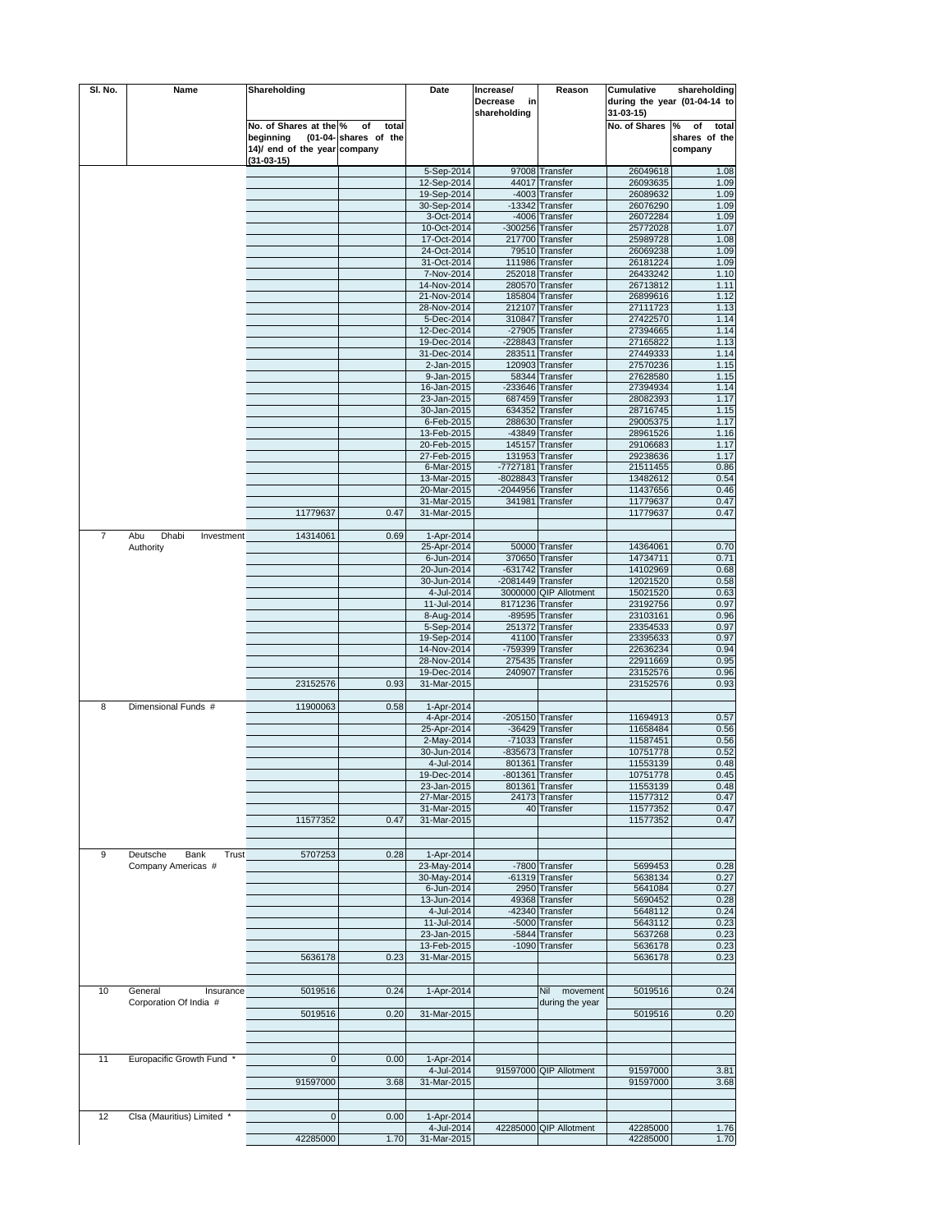| Sl. No. | Name | Shareholding | | Date | Increase/ Decrease in shareholding | Reason | Cumulative shareholding during the year (01-04-14 to 31-03-15) | |
|---|---|---|---|---|---|---|---|---|
| | | No. of Shares at the beginning (01-04-14)/ end of the year (31-03-15) | % of total shares of the company | | | | No. of Shares | % of total shares of the company |
| | | | | 5-Sep-2014 | 97008 | Transfer | 26049618 | 1.08 |
| | | | | 12-Sep-2014 | 44017 | Transfer | 26093635 | 1.09 |
| | | | | 19-Sep-2014 | -4003 | Transfer | 26089632 | 1.09 |
| | | | | 30-Sep-2014 | -13342 | Transfer | 26076290 | 1.09 |
| | | | | 3-Oct-2014 | -4006 | Transfer | 26072284 | 1.09 |
| | | | | 10-Oct-2014 | -300256 | Transfer | 25772028 | 1.07 |
| | | | | 17-Oct-2014 | 217700 | Transfer | 25989728 | 1.08 |
| | | | | 24-Oct-2014 | 79510 | Transfer | 26069238 | 1.09 |
| | | | | 31-Oct-2014 | 111986 | Transfer | 26181224 | 1.09 |
| | | | | 7-Nov-2014 | 252018 | Transfer | 26433242 | 1.10 |
| | | | | 14-Nov-2014 | 280570 | Transfer | 26713812 | 1.11 |
| | | | | 21-Nov-2014 | 185804 | Transfer | 26899616 | 1.12 |
| | | | | 28-Nov-2014 | 212107 | Transfer | 27111723 | 1.13 |
| | | | | 5-Dec-2014 | 310847 | Transfer | 27422570 | 1.14 |
| | | | | 12-Dec-2014 | -27905 | Transfer | 27394665 | 1.14 |
| | | | | 19-Dec-2014 | -228843 | Transfer | 27165822 | 1.13 |
| | | | | 31-Dec-2014 | 283511 | Transfer | 27449333 | 1.14 |
| | | | | 2-Jan-2015 | 120903 | Transfer | 27570236 | 1.15 |
| | | | | 9-Jan-2015 | 58344 | Transfer | 27628580 | 1.15 |
| | | | | 16-Jan-2015 | -233646 | Transfer | 27394934 | 1.14 |
| | | | | 23-Jan-2015 | 687459 | Transfer | 28082393 | 1.17 |
| | | | | 30-Jan-2015 | 634352 | Transfer | 28716745 | 1.15 |
| | | | | 6-Feb-2015 | 288630 | Transfer | 29005375 | 1.17 |
| | | | | 13-Feb-2015 | -43849 | Transfer | 28961526 | 1.16 |
| | | | | 20-Feb-2015 | 145157 | Transfer | 29106683 | 1.17 |
| | | | | 27-Feb-2015 | 131953 | Transfer | 29238636 | 1.17 |
| | | | | 6-Mar-2015 | -7727181 | Transfer | 21511455 | 0.86 |
| | | | | 13-Mar-2015 | -8028843 | Transfer | 13482612 | 0.54 |
| | | | | 20-Mar-2015 | -2044956 | Transfer | 11437656 | 0.46 |
| | | | | 31-Mar-2015 | 341981 | Transfer | 11779637 | 0.47 |
| | | 11779637 | 0.47 | 31-Mar-2015 | | | 11779637 | 0.47 |
| 7 | Abu Dhabi Investment Authority | 14314061 | 0.69 | 1-Apr-2014 | | | | |
| | | | | 25-Apr-2014 | 50000 | Transfer | 14364061 | 0.70 |
| | | | | 6-Jun-2014 | 370650 | Transfer | 14734711 | 0.71 |
| | | | | 20-Jun-2014 | -631742 | Transfer | 14102969 | 0.68 |
| | | | | 30-Jun-2014 | -2081449 | Transfer | 12021520 | 0.58 |
| | | | | 4-Jul-2014 | 3000000 | QIP Allotment | 15021520 | 0.63 |
| | | | | 11-Jul-2014 | 8171236 | Transfer | 23192756 | 0.97 |
| | | | | 8-Aug-2014 | -89595 | Transfer | 23103161 | 0.96 |
| | | | | 5-Sep-2014 | 251372 | Transfer | 23354533 | 0.97 |
| | | | | 19-Sep-2014 | 41100 | Transfer | 23395633 | 0.97 |
| | | | | 14-Nov-2014 | -759399 | Transfer | 22636234 | 0.94 |
| | | | | 28-Nov-2014 | 275435 | Transfer | 22911669 | 0.95 |
| | | | | 19-Dec-2014 | 240907 | Transfer | 23152576 | 0.96 |
| | | 23152576 | 0.93 | 31-Mar-2015 | | | 23152576 | 0.93 |
| 8 | Dimensional Funds # | 11900063 | 0.58 | 1-Apr-2014 | | | | |
| | | | | 4-Apr-2014 | -205150 | Transfer | 11694913 | 0.57 |
| | | | | 25-Apr-2014 | -36429 | Transfer | 11658484 | 0.56 |
| | | | | 2-May-2014 | -71033 | Transfer | 11587451 | 0.56 |
| | | | | 30-Jun-2014 | -835673 | Transfer | 10751778 | 0.52 |
| | | | | 4-Jul-2014 | 801361 | Transfer | 11553139 | 0.48 |
| | | | | 19-Dec-2014 | -801361 | Transfer | 10751778 | 0.45 |
| | | | | 23-Jan-2015 | 801361 | Transfer | 11553139 | 0.48 |
| | | | | 27-Mar-2015 | 24173 | Transfer | 11577312 | 0.47 |
| | | | | 31-Mar-2015 | 40 | Transfer | 11577352 | 0.47 |
| | | 11577352 | 0.47 | 31-Mar-2015 | | | 11577352 | 0.47 |
| 9 | Deutsche Bank Trust Company Americas # | 5707253 | 0.28 | 1-Apr-2014 | | | | |
| | | | | 23-May-2014 | -7800 | Transfer | 5699453 | 0.28 |
| | | | | 30-May-2014 | -61319 | Transfer | 5638134 | 0.27 |
| | | | | 6-Jun-2014 | 2950 | Transfer | 5641084 | 0.27 |
| | | | | 13-Jun-2014 | 49368 | Transfer | 5690452 | 0.28 |
| | | | | 4-Jul-2014 | -42340 | Transfer | 5648112 | 0.24 |
| | | | | 11-Jul-2014 | -5000 | Transfer | 5643112 | 0.23 |
| | | | | 23-Jan-2015 | -5844 | Transfer | 5637268 | 0.23 |
| | | | | 13-Feb-2015 | -1090 | Transfer | 5636178 | 0.23 |
| | | 5636178 | 0.23 | 31-Mar-2015 | | | 5636178 | 0.23 |
| 10 | General Insurance Corporation Of India # | 5019516 | 0.24 | 1-Apr-2014 | | Nil movement during the year | 5019516 | 0.24 |
| | | 5019516 | 0.20 | 31-Mar-2015 | | | 5019516 | 0.20 |
| 11 | Europacific Growth Fund * | 0 | 0.00 | 1-Apr-2014 | | | | |
| | | | | 4-Jul-2014 | 91597000 | QIP Allotment | 91597000 | 3.81 |
| | | 91597000 | 3.68 | 31-Mar-2015 | | | 91597000 | 3.68 |
| 12 | Clsa (Mauritius) Limited * | 0 | 0.00 | 1-Apr-2014 | | | | |
| | | | | 4-Jul-2014 | 42285000 | QIP Allotment | 42285000 | 1.76 |
| | | 42285000 | 1.70 | 31-Mar-2015 | | | 42285000 | 1.70 |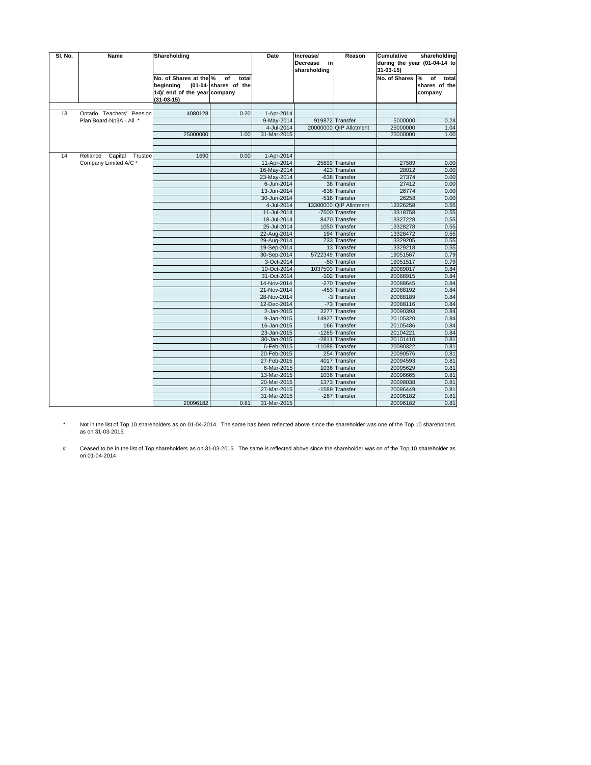| Sl. No. | Name | Shareholding | | Date | Increase/ Decrease in shareholding | Reason | Cumulative shareholding during the year (01-04-14 to 31-03-15) | |
|---|---|---|---|---|---|---|---|---|
| | | No. of Shares at the beginning (01-04-14)/ end of the year (31-03-15) | % of total shares of the company | | | | No. of Shares | % of total shares of the company |
| 13 | Ontario Teachers' Pension Plan Board-Np3A - All * | 4080128 | 0.20 | 1-Apr-2014 | | | | |
| | | | | 9-May-2014 | 919872 | Transfer | 5000000 | 0.24 |
| | | | | 4-Jul-2014 | 20000000 | QIP Allotment | 25000000 | 1.04 |
| | | 25000000 | 1.00 | 31-Mar-2015 | | | 25000000 | 1.00 |
| 14 | Reliance Capital Trustee Company Limited A/C * | 1690 | 0.00 | 1-Apr-2014 | | | | |
| | | | | 11-Apr-2014 | 25899 | Transfer | 27589 | 0.00 |
| | | | | 16-May-2014 | 423 | Transfer | 28012 | 0.00 |
| | | | | 23-May-2014 | -638 | Transfer | 27374 | 0.00 |
| | | | | 6-Jun-2014 | 38 | Transfer | 27412 | 0.00 |
| | | | | 13-Jun-2014 | -638 | Transfer | 26774 | 0.00 |
| | | | | 30-Jun-2014 | -516 | Transfer | 26258 | 0.00 |
| | | | | 4-Jul-2014 | 13300000 | QIP Allotment | 13326258 | 0.55 |
| | | | | 11-Jul-2014 | -7500 | Transfer | 13318758 | 0.55 |
| | | | | 18-Jul-2014 | 8470 | Transfer | 13327228 | 0.55 |
| | | | | 25-Jul-2014 | 1050 | Transfer | 13328278 | 0.55 |
| | | | | 22-Aug-2014 | 194 | Transfer | 13328472 | 0.55 |
| | | | | 29-Aug-2014 | 733 | Transfer | 13329205 | 0.55 |
| | | | | 19-Sep-2014 | 13 | Transfer | 13329218 | 0.55 |
| | | | | 30-Sep-2014 | 5722349 | Transfer | 19051567 | 0.79 |
| | | | | 3-Oct-2014 | -50 | Transfer | 19051517 | 0.79 |
| | | | | 10-Oct-2014 | 1037500 | Transfer | 20089017 | 0.84 |
| | | | | 31-Oct-2014 | -102 | Transfer | 20088915 | 0.84 |
| | | | | 14-Nov-2014 | -270 | Transfer | 20088645 | 0.84 |
| | | | | 21-Nov-2014 | -453 | Transfer | 20088192 | 0.84 |
| | | | | 28-Nov-2014 | -3 | Transfer | 20088189 | 0.84 |
| | | | | 12-Dec-2014 | -73 | Transfer | 20088116 | 0.84 |
| | | | | 2-Jan-2015 | 2277 | Transfer | 20090393 | 0.84 |
| | | | | 9-Jan-2015 | 14927 | Transfer | 20105320 | 0.84 |
| | | | | 16-Jan-2015 | 166 | Transfer | 20105486 | 0.84 |
| | | | | 23-Jan-2015 | -1265 | Transfer | 20104221 | 0.84 |
| | | | | 30-Jan-2015 | -2811 | Transfer | 20101410 | 0.81 |
| | | | | 6-Feb-2015 | -11088 | Transfer | 20090322 | 0.81 |
| | | | | 20-Feb-2015 | 254 | Transfer | 20090576 | 0.81 |
| | | | | 27-Feb-2015 | 4017 | Transfer | 20094593 | 0.81 |
| | | | | 6-Mar-2015 | 1036 | Transfer | 20095629 | 0.81 |
| | | | | 13-Mar-2015 | 1036 | Transfer | 20096665 | 0.81 |
| | | | | 20-Mar-2015 | 1373 | Transfer | 20098038 | 0.81 |
| | | | | 27-Mar-2015 | -1589 | Transfer | 20096449 | 0.81 |
| | | | | 31-Mar-2015 | -267 | Transfer | 20096182 | 0.81 |
| | | 20096182 | 0.81 | 31-Mar-2015 | | | 20096182 | 0.81 |

\* Not in the list of Top 10 shareholders as on 01-04-2014. The same has been reflected above since the shareholder was one of the Top 10 shareholders as on 31-03-2015.

\# Ceased to be in the list of Top shareholders as on 31-03-2015. The same is reflected above since the shareholder was on of the Top 10 shareholder as on 01-04-2014.